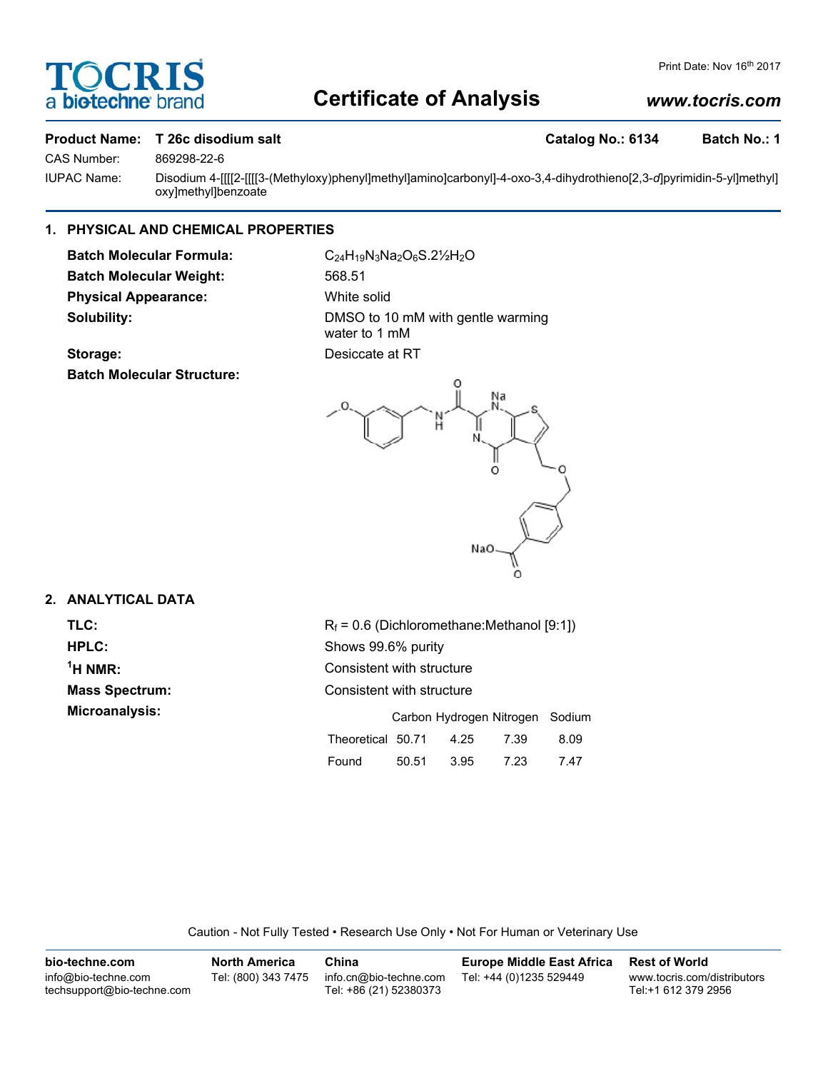# Certificate of Analysis

Print Date: Nov 16th 2017

www.tocris.com

**Product Name: T 26c disodium salt** **Catalog No.: 6134** **Batch No.: 1**

CAS Number: 869298-22-6

IUPAC Name: Disodium 4-[[[[2-[[[[3-(Methyloxy)phenyl]methyl]amino]carbonyl]-4-oxo-3,4-dihydrothieno[2,3-*d*]pyrimidin-5-yl]methyl]oxy]methyl]benzoate

## 1. PHYSICAL AND CHEMICAL PROPERTIES

**Batch Molecular Formula:** $C_{24}H_{19}N_3Na_2O_6S.2½H_2O$

**Batch Molecular Weight:** 568.51

**Physical Appearance:** White solid

**Solubility:** DMSO to 10 mM with gentle warming
water to 1 mM

**Storage:** Desiccate at RT

**Batch Molecular Structure:**

## 2. ANALYTICAL DATA

**TLC:** $R_f$ = 0.6 (Dichloromethane:Methanol [9:1])

**HPLC:** Shows 99.6% purity

**$^1$H NMR:** Consistent with structure

**Mass Spectrum:** Consistent with structure

**Microanalysis:**

| | Carbon | Hydrogen | Nitrogen | Sodium |
|---|---|---|---|---|
| Theoretical | 50.71 | 4.25 | 7.39 | 8.09 |
| Found | 50.51 | 3.95 | 7.23 | 7.47 |

Caution - Not Fully Tested • Research Use Only • Not For Human or Veterinary Use

**bio-techne.com**
info@bio-techne.com
techsupport@bio-techne.com

**North America**
Tel: (800) 343 7475

**China**
info.cn@bio-techne.com
Tel: +86 (21) 52380373

**Europe Middle East Africa**
Tel: +44 (0)1235 529449

**Rest of World**
www.tocris.com/distributors
Tel:+1 612 379 2956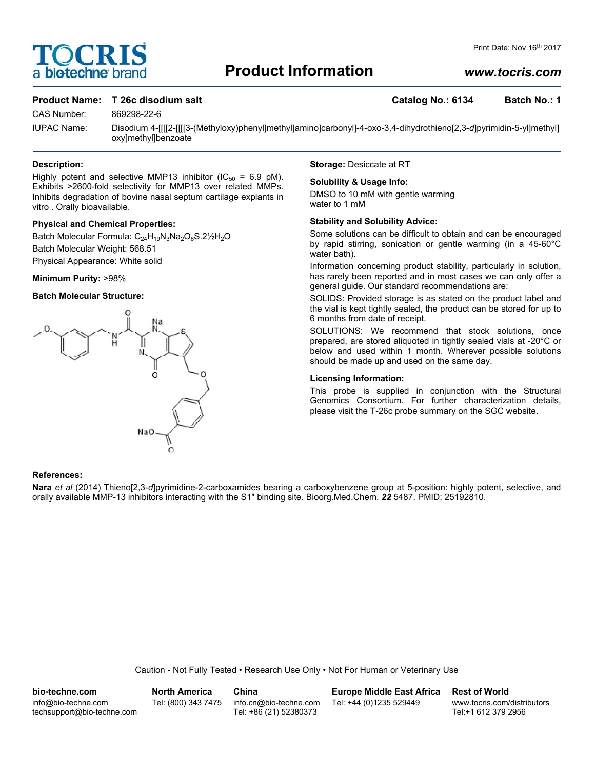# Product Information

**Product Name:** T 26c disodium salt **Catalog No.:** 6134 **Batch No.:** 1

CAS Number: 869298-22-6

IUPAC Name: Disodium 4-[[[[2-[[[[3-(Methyloxy)phenyl]methyl]amino]carbonyl]-4-oxo-3,4-dihydrothieno[2,3-*d*]pyrimidin-5-yl]methyl]oxy]methyl]benzoate

### Description:

Highly potent and selective MMP13 inhibitor ($IC_{50}$ = 6.9 pM). Exhibits >2600-fold selectivity for MMP13 over related MMPs. Inhibits degradation of bovine nasal septum cartilage explants in vitro . Orally bioavailable.

### Physical and Chemical Properties:

Batch Molecular Formula: $C_{24}H_{19}N_3Na_2O_6S.2½H_2O$

Batch Molecular Weight: 568.51

Physical Appearance: White solid

**Minimum Purity:** >98%

### Batch Molecular Structure:

### Storage: Desiccate at RT

### Solubility & Usage Info:

DMSO to 10 mM with gentle warming
water to 1 mM

### Stability and Solubility Advice:

Some solutions can be difficult to obtain and can be encouraged by rapid stirring, sonication or gentle warming (in a 45-60°C water bath).

Information concerning product stability, particularly in solution, has rarely been reported and in most cases we can only offer a general guide. Our standard recommendations are:

SOLIDS: Provided storage is as stated on the product label and the vial is kept tightly sealed, the product can be stored for up to 6 months from date of receipt.

SOLUTIONS: We recommend that stock solutions, once prepared, are stored aliquoted in tightly sealed vials at -20°C or below and used within 1 month. Wherever possible solutions should be made up and used on the same day.

### Licensing Information:

This probe is supplied in conjunction with the Structural Genomics Consortium. For further characterization details, please visit the T-26c probe summary on the SGC website.

### References:

**Nara** *et al* (2014) Thieno[2,3-*d*]pyrimidine-2-carboxamides bearing a carboxybenzene group at 5-position: highly potent, selective, and orally available MMP-13 inhibitors interacting with the S1" binding site. Bioorg.Med.Chem. ***22*** 5487. PMID: 25192810.

Caution - Not Fully Tested • Research Use Only • Not For Human or Veterinary Use